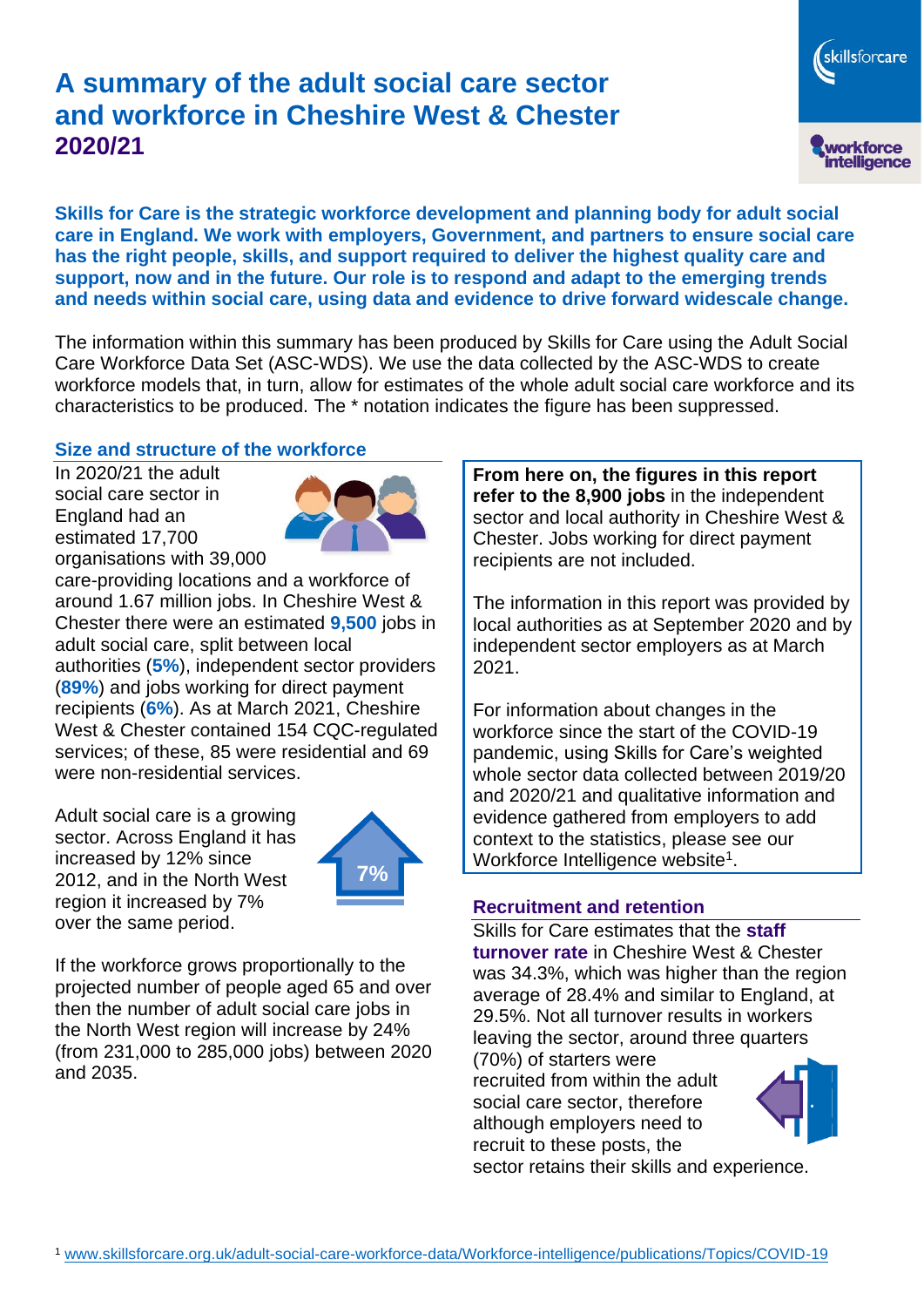# A summary of the adult social care sector and workforce in Cheshire West & Chester 2020/21

**Skills for Care is the strategic workforce development and planning body for adult social care in England. We work with employers, Government, and partners to ensure social care has the right people, skills, and support required to deliver the highest quality care and support, now and in the future. Our role is to respond and adapt to the emerging trends and needs within social care, using data and evidence to drive forward widescale change.**

The information within this summary has been produced by Skills for Care using the Adult Social Care Workforce Data Set (ASC-WDS). We use the data collected by the ASC-WDS to create workforce models that, in turn, allow for estimates of the whole adult social care workforce and its characteristics to be produced. The * notation indicates the figure has been suppressed.

## Size and structure of the workforce

In 2020/21 the adult social care sector in England had an estimated 17,700 organisations with 39,000 care-providing locations and a workforce of around 1.67 million jobs. In Cheshire West & Chester there were an estimated **9,500** jobs in adult social care, split between local authorities (**5%**), independent sector providers (**89%**) and jobs working for direct payment recipients (**6%**). As at March 2021, Cheshire West & Chester contained 154 CQC-regulated services; of these, 85 were residential and 69 were non-residential services.

Adult social care is a growing sector. Across England it has increased by 12% since 2012, and in the North West region it increased by 7% over the same period.

7%

If the workforce grows proportionally to the projected number of people aged 65 and over then the number of adult social care jobs in the North West region will increase by 24% (from 231,000 to 285,000 jobs) between 2020 and 2035.

**From here on, the figures in this report refer to the 8,900 jobs** in the independent sector and local authority in Cheshire West & Chester. Jobs working for direct payment recipients are not included.

The information in this report was provided by local authorities as at September 2020 and by independent sector employers as at March 2021.

For information about changes in the workforce since the start of the COVID-19 pandemic, using Skills for Care's weighted whole sector data collected between 2019/20 and 2020/21 and qualitative information and evidence gathered from employers to add context to the statistics, please see our Workforce Intelligence website[1].

## Recruitment and retention

Skills for Care estimates that the **staff turnover rate** in Cheshire West & Chester was 34.3%, which was higher than the region average of 28.4% and similar to England, at 29.5%. Not all turnover results in workers leaving the sector, around three quarters (70%) of starters were recruited from within the adult social care sector, therefore although employers need to recruit to these posts, the sector retains their skills and experience.

[1] www.skillsforcare.org.uk/adult-social-care-workforce-data/Workforce-intelligence/publications/Topics/COVID-19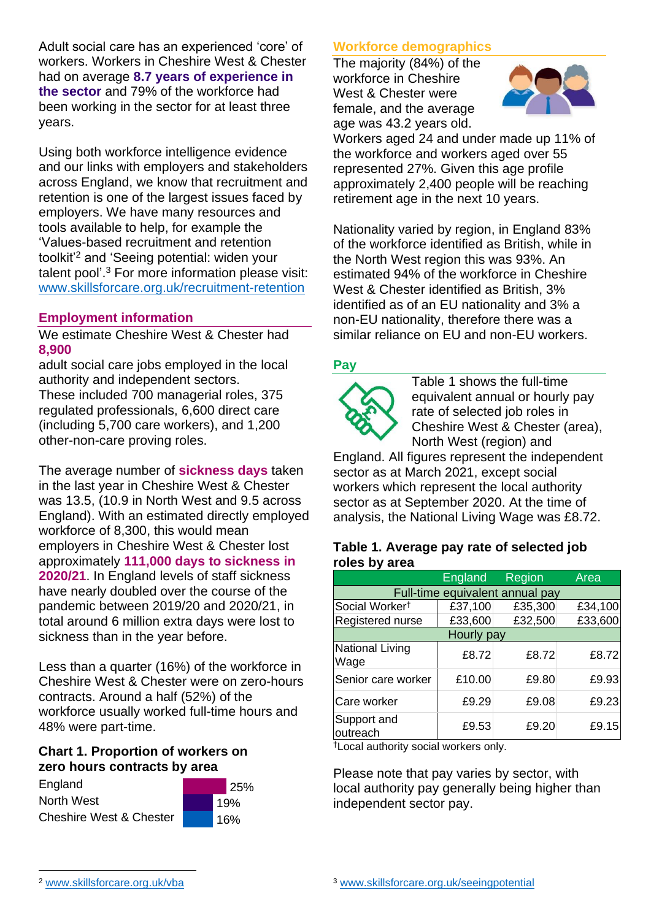Adult social care has an experienced 'core' of workers. Workers in Cheshire West & Chester had on average **8.7 years of experience in the sector** and 79% of the workforce had been working in the sector for at least three years.

Using both workforce intelligence evidence and our links with employers and stakeholders across England, we know that recruitment and retention is one of the largest issues faced by employers. We have many resources and tools available to help, for example the 'Values-based recruitment and retention toolkit'[2] and 'Seeing potential: widen your talent pool'.[3] For more information please visit: www.skillsforcare.org.uk/recruitment-retention

## Employment information

We estimate Cheshire West & Chester had **8,900** adult social care jobs employed in the local authority and independent sectors. These included 700 managerial roles, 375 regulated professionals, 6,600 direct care (including 5,700 care workers), and 1,200 other-non-care proving roles.

The average number of **sickness days** taken in the last year in Cheshire West & Chester was 13.5, (10.9 in North West and 9.5 across England). With an estimated directly employed workforce of 8,300, this would mean employers in Cheshire West & Chester lost approximately **111,000 days to sickness in 2020/21**. In England levels of staff sickness have nearly doubled over the course of the pandemic between 2019/20 and 2020/21, in total around 6 million extra days were lost to sickness than in the year before.

Less than a quarter (16%) of the workforce in Cheshire West & Chester were on zero-hours contracts. Around a half (52%) of the workforce usually worked full-time hours and 48% were part-time.

### Chart 1. Proportion of workers on zero hours contracts by area

| Area | Proportion |
|---|---|
| England | 25% |
| North West | 19% |
| Cheshire West & Chester | 16% |

## Workforce demographics

The majority (84%) of the workforce in Cheshire West & Chester were female, and the average age was 43.2 years old. Workers aged 24 and under made up 11% of the workforce and workers aged over 55 represented 27%. Given this age profile approximately 2,400 people will be reaching retirement age in the next 10 years.

Nationality varied by region, in England 83% of the workforce identified as British, while in the North West region this was 93%. An estimated 94% of the workforce in Cheshire West & Chester identified as British, 3% identified as of an EU nationality and 3% a non-EU nationality, therefore there was a similar reliance on EU and non-EU workers.

## Pay

Table 1 shows the full-time equivalent annual or hourly pay rate of selected job roles in Cheshire West & Chester (area), North West (region) and England. All figures represent the independent sector as at March 2021, except social workers which represent the local authority sector as at September 2020. At the time of analysis, the National Living Wage was £8.72.

### Table 1. Average pay rate of selected job roles by area

| | England | Region | Area |
|---|---|---|---|
| **Full-time equivalent annual pay** | | | |
| Social Worker† | £37,100 | £35,300 | £34,100 |
| Registered nurse | £33,600 | £32,500 | £33,600 |
| **Hourly pay** | | | |
| National Living Wage | £8.72 | £8.72 | £8.72 |
| Senior care worker | £10.00 | £9.80 | £9.93 |
| Care worker | £9.29 | £9.08 | £9.23 |
| Support and outreach | £9.53 | £9.20 | £9.15 |

†Local authority social workers only.

Please note that pay varies by sector, with local authority pay generally being higher than independent sector pay.

[2] www.skillsforcare.org.uk/vba

[3] www.skillsforcare.org.uk/seeingpotential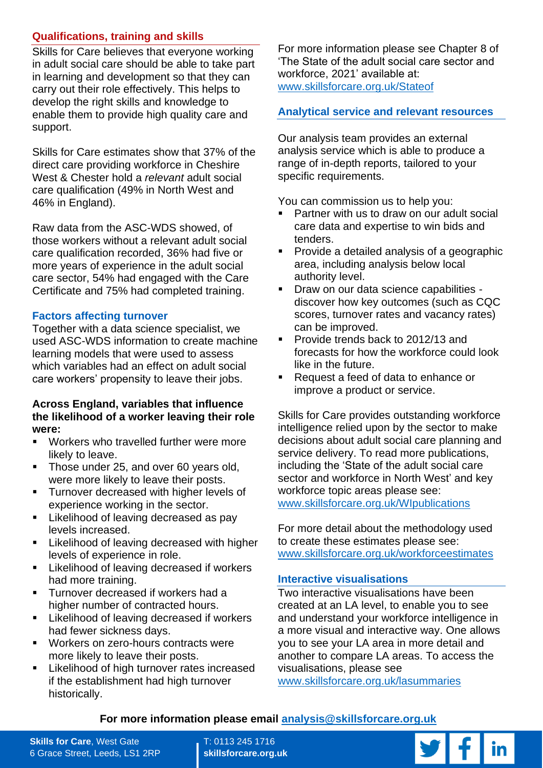## Qualifications, training and skills

Skills for Care believes that everyone working in adult social care should be able to take part in learning and development so that they can carry out their role effectively. This helps to develop the right skills and knowledge to enable them to provide high quality care and support.

Skills for Care estimates show that 37% of the direct care providing workforce in Cheshire West & Chester hold a *relevant* adult social care qualification (49% in North West and 46% in England).

Raw data from the ASC-WDS showed, of those workers without a relevant adult social care qualification recorded, 36% had five or more years of experience in the adult social care sector, 54% had engaged with the Care Certificate and 75% had completed training.

## Factors affecting turnover

Together with a data science specialist, we used ASC-WDS information to create machine learning models that were used to assess which variables had an effect on adult social care workers' propensity to leave their jobs.

**Across England, variables that influence the likelihood of a worker leaving their role were:**

- Workers who travelled further were more likely to leave.
- Those under 25, and over 60 years old, were more likely to leave their posts.
- Turnover decreased with higher levels of experience working in the sector.
- Likelihood of leaving decreased as pay levels increased.
- Likelihood of leaving decreased with higher levels of experience in role.
- Likelihood of leaving decreased if workers had more training.
- Turnover decreased if workers had a higher number of contracted hours.
- Likelihood of leaving decreased if workers had fewer sickness days.
- Workers on zero-hours contracts were more likely to leave their posts.
- Likelihood of high turnover rates increased if the establishment had high turnover historically.

For more information please see Chapter 8 of 'The State of the adult social care sector and workforce, 2021' available at: www.skillsforcare.org.uk/Stateof

## Analytical service and relevant resources

Our analysis team provides an external analysis service which is able to produce a range of in-depth reports, tailored to your specific requirements.

You can commission us to help you:

- Partner with us to draw on our adult social care data and expertise to win bids and tenders.
- Provide a detailed analysis of a geographic area, including analysis below local authority level.
- Draw on our data science capabilities - discover how key outcomes (such as CQC scores, turnover rates and vacancy rates) can be improved.
- Provide trends back to 2012/13 and forecasts for how the workforce could look like in the future.
- Request a feed of data to enhance or improve a product or service.

Skills for Care provides outstanding workforce intelligence relied upon by the sector to make decisions about adult social care planning and service delivery. To read more publications, including the 'State of the adult social care sector and workforce in North West' and key workforce topic areas please see: www.skillsforcare.org.uk/WIpublications

For more detail about the methodology used to create these estimates please see: www.skillsforcare.org.uk/workforceestimates

## Interactive visualisations

Two interactive visualisations have been created at an LA level, to enable you to see and understand your workforce intelligence in a more visual and interactive way. One allows you to see your LA area in more detail and another to compare LA areas. To access the visualisations, please see www.skillsforcare.org.uk/lasummaries

**For more information please email analysis@skillsforcare.org.uk**

**Skills for Care**, West Gate
6 Grace Street, Leeds, LS1 2RP

T: 0113 245 1716
**skillsforcare.org.uk**